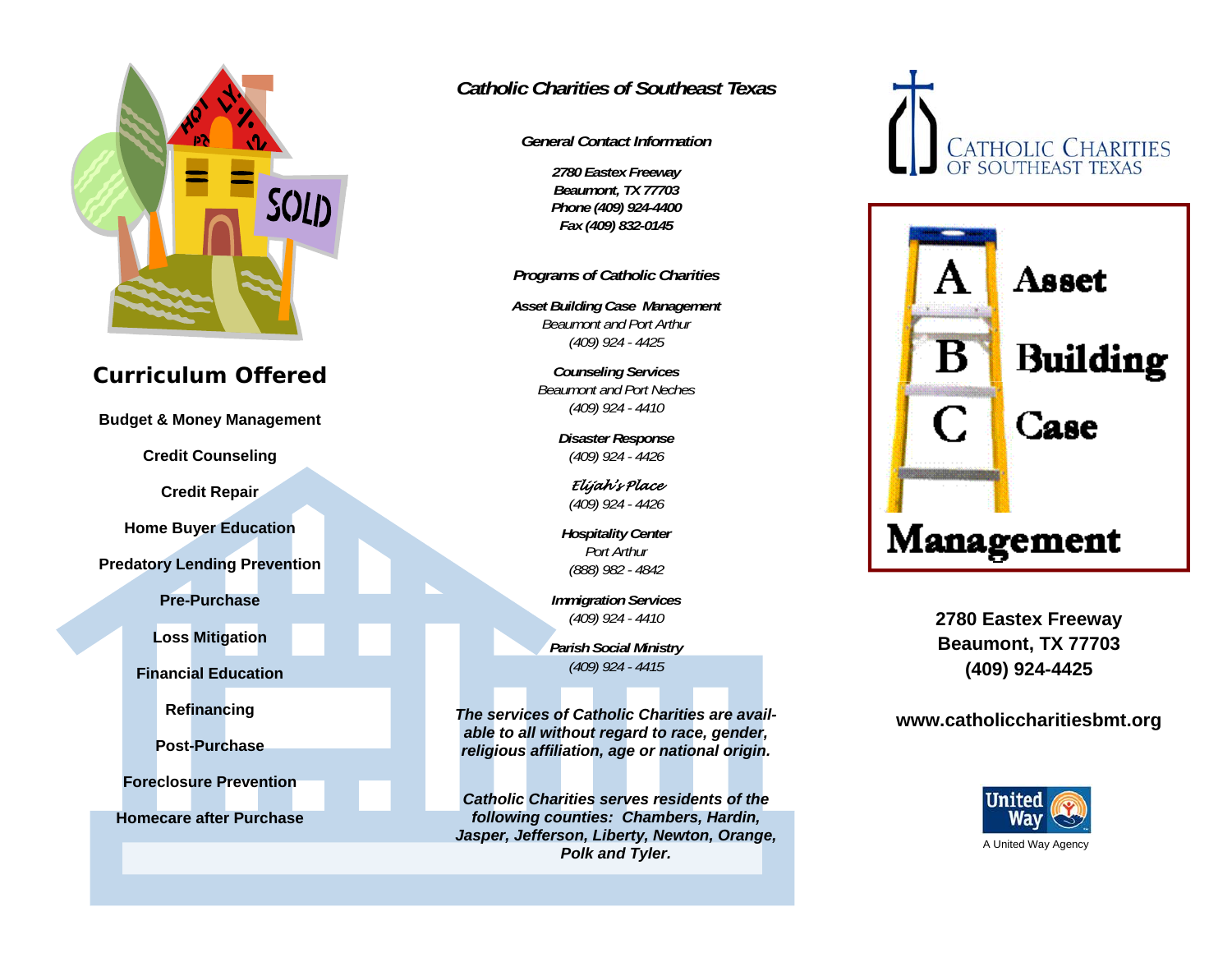## Curriculum Offered

**Budget & Money Management**

**Credit Counseling**

**Credit Repair**

**Home Buyer Education**

**Predatory Lending Prevention**

**Pre-Purchase**

**Loss Mitigation**

**Financial Education**

**Refinancing**

**Post-Purchase**

**Foreclosure Prevention**

**Homecare after Purchase**

# *Catholic Charities of Southeast Texas*

***General Contact Information***

***2780 Eastex Freeway***
***Beaumont, TX 77703***
***Phone (409) 924-4400***
***Fax (409) 832-0145***

***Programs of Catholic Charities***

***Asset Building Case Management***
*Beaumont and Port Arthur*
*(409) 924 - 4425*

***Counseling Services***
*Beaumont and Port Neches*
*(409) 924 - 4410*

***Disaster Response***
*(409) 924 - 4426*

*Elijah's Place*
*(409) 924 - 4426*

***Hospitality Center***
*Port Arthur*
*(888) 982 - 4842*

***Immigration Services***
*(409) 924 - 4410*

***Parish Social Ministry***
*(409) 924 - 4415*

***The services of Catholic Charities are available to all without regard to race, gender, religious affiliation, age or national origin.***

***Catholic Charities serves residents of the following counties: Chambers, Hardin, Jasper, Jefferson, Liberty, Newton, Orange, Polk and Tyler.***

CATHOLIC CHARITIES
OF SOUTHEAST TEXAS

**A** **Asset**
**B** **Building**
**C** **Case**
**Management**

**2780 Eastex Freeway**
**Beaumont, TX 77703**
**(409) 924-4425**

**www.catholiccharitiesbmt.org**

United Way
A United Way Agency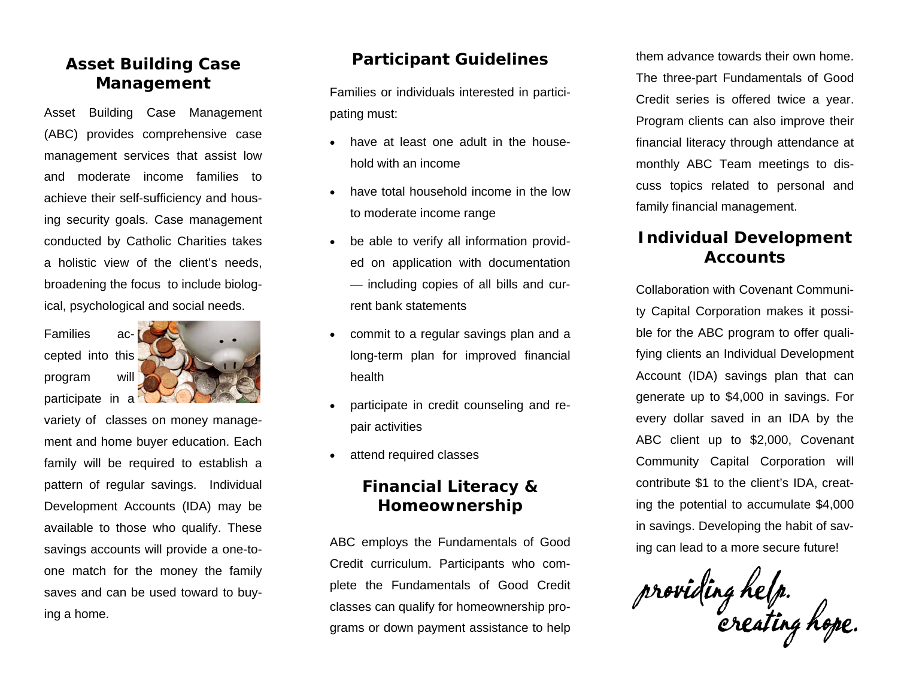## Asset Building Case Management

Asset Building Case Management (ABC) provides comprehensive case management services that assist low and moderate income families to achieve their self-sufficiency and housing security goals. Case management conducted by Catholic Charities takes a holistic view of the client's needs, broadening the focus to include biological, psychological and social needs.

Families accepted into this program will participate in a variety of classes on money management and home buyer education. Each family will be required to establish a pattern of regular savings. Individual Development Accounts (IDA) may be available to those who qualify. These savings accounts will provide a one-to-one match for the money the family saves and can be used toward to buying a home.

## Participant Guidelines

Families or individuals interested in participating must:

- have at least one adult in the household with an income
- have total household income in the low to moderate income range
- be able to verify all information provided on application with documentation — including copies of all bills and current bank statements
- commit to a regular savings plan and a long-term plan for improved financial health
- participate in credit counseling and repair activities
- attend required classes

## Financial Literacy & Homeownership

ABC employs the Fundamentals of Good Credit curriculum. Participants who complete the Fundamentals of Good Credit classes can qualify for homeownership programs or down payment assistance to help them advance towards their own home. The three-part Fundamentals of Good Credit series is offered twice a year. Program clients can also improve their financial literacy through attendance at monthly ABC Team meetings to discuss topics related to personal and family financial management.

## Individual Development Accounts

Collaboration with Covenant Community Capital Corporation makes it possible for the ABC program to offer qualifying clients an Individual Development Account (IDA) savings plan that can generate up to $4,000 in savings. For every dollar saved in an IDA by the ABC client up to $2,000, Covenant Community Capital Corporation will contribute $1 to the client's IDA, creating the potential to accumulate $4,000 in savings. Developing the habit of saving can lead to a more secure future!

*providing help. creating hope.*